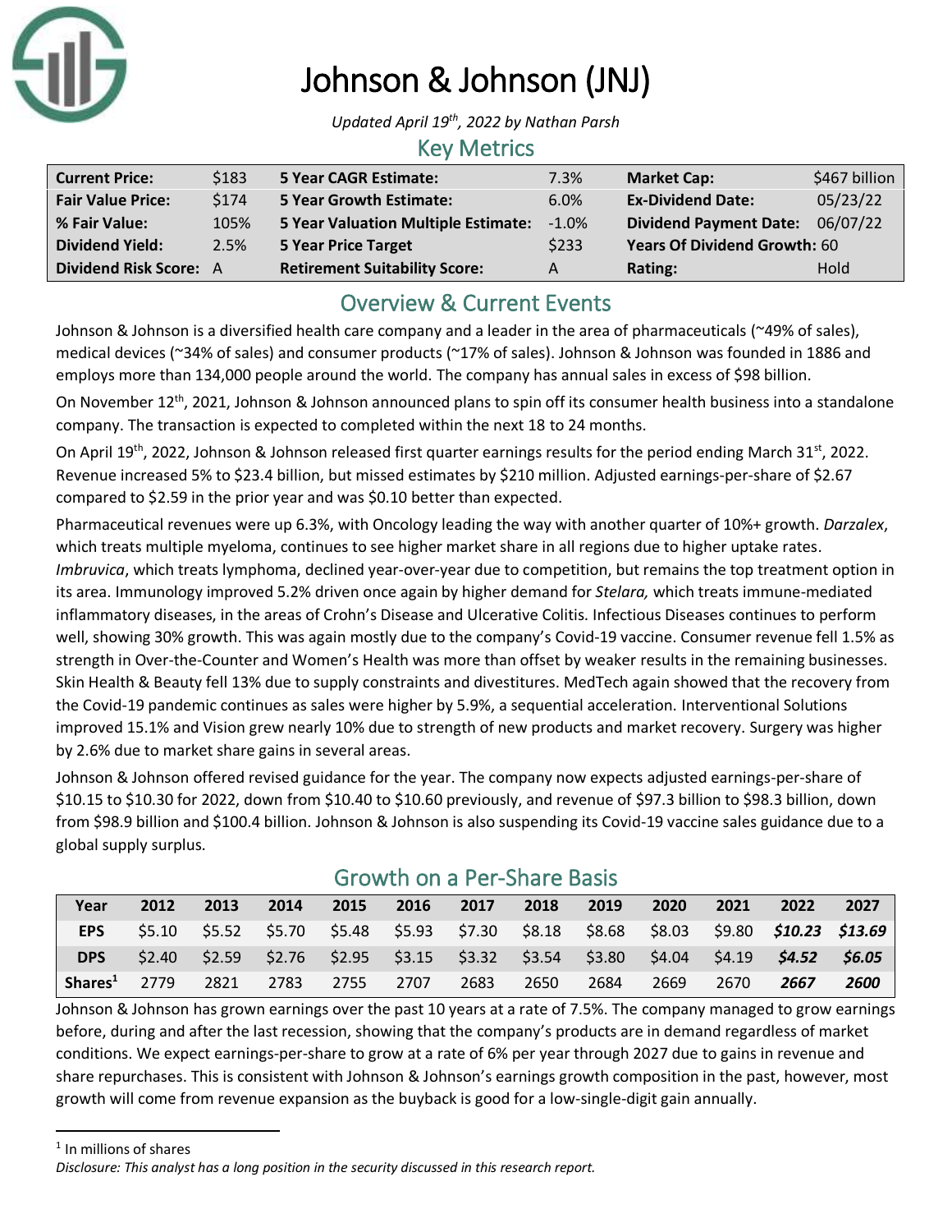# Johnson & Johnson (JNJ)

*Updated April 19th, 2022 by Nathan Parsh*

## Key Metrics

| | | | | | |
|---|---|---|---|---|---|
| **Current Price:** | $183 | **5 Year CAGR Estimate:** | 7.3% | **Market Cap:** | $467 billion |
| **Fair Value Price:** | $174 | **5 Year Growth Estimate:** | 6.0% | **Ex-Dividend Date:** | 05/23/22 |
| **% Fair Value:** | 105% | **5 Year Valuation Multiple Estimate:** | -1.0% | **Dividend Payment Date:** | 06/07/22 |
| **Dividend Yield:** | 2.5% | **5 Year Price Target** | $233 | **Years Of Dividend Growth:** 60 | |
| **Dividend Risk Score:** A | | **Retirement Suitability Score:** | A | **Rating:** | Hold |

## Overview & Current Events

Johnson & Johnson is a diversified health care company and a leader in the area of pharmaceuticals (~49% of sales), medical devices (~34% of sales) and consumer products (~17% of sales). Johnson & Johnson was founded in 1886 and employs more than 134,000 people around the world. The company has annual sales in excess of $98 billion.

On November 12th, 2021, Johnson & Johnson announced plans to spin off its consumer health business into a standalone company. The transaction is expected to completed within the next 18 to 24 months.

On April 19th, 2022, Johnson & Johnson released first quarter earnings results for the period ending March 31st, 2022. Revenue increased 5% to $23.4 billion, but missed estimates by $210 million. Adjusted earnings-per-share of $2.67 compared to $2.59 in the prior year and was $0.10 better than expected.

Pharmaceutical revenues were up 6.3%, with Oncology leading the way with another quarter of 10%+ growth. *Darzalex*, which treats multiple myeloma, continues to see higher market share in all regions due to higher uptake rates. *Imbruvica*, which treats lymphoma, declined year-over-year due to competition, but remains the top treatment option in its area. Immunology improved 5.2% driven once again by higher demand for *Stelara,* which treats immune-mediated inflammatory diseases, in the areas of Crohn's Disease and Ulcerative Colitis. Infectious Diseases continues to perform well, showing 30% growth. This was again mostly due to the company's Covid-19 vaccine. Consumer revenue fell 1.5% as strength in Over-the-Counter and Women's Health was more than offset by weaker results in the remaining businesses. Skin Health & Beauty fell 13% due to supply constraints and divestitures. MedTech again showed that the recovery from the Covid-19 pandemic continues as sales were higher by 5.9%, a sequential acceleration. Interventional Solutions improved 15.1% and Vision grew nearly 10% due to strength of new products and market recovery. Surgery was higher by 2.6% due to market share gains in several areas.

Johnson & Johnson offered revised guidance for the year. The company now expects adjusted earnings-per-share of $10.15 to $10.30 for 2022, down from $10.40 to $10.60 previously, and revenue of $97.3 billion to $98.3 billion, down from $98.9 billion and $100.4 billion. Johnson & Johnson is also suspending its Covid-19 vaccine sales guidance due to a global supply surplus.

## Growth on a Per-Share Basis

| Year | 2012 | 2013 | 2014 | 2015 | 2016 | 2017 | 2018 | 2019 | 2020 | 2021 | 2022 | 2027 |
|---|---|---|---|---|---|---|---|---|---|---|---|---|
| **EPS** | $5.10 | $5.52 | $5.70 | $5.48 | $5.93 | $7.30 | $8.18 | $8.68 | $8.03 | $9.80 | ***$10.23*** | ***$13.69*** |
| **DPS** | $2.40 | $2.59 | $2.76 | $2.95 | $3.15 | $3.32 | $3.54 | $3.80 | $4.04 | $4.19 | ***$4.52*** | ***$6.05*** |
| **Shares**[1] | 2779 | 2821 | 2783 | 2755 | 2707 | 2683 | 2650 | 2684 | 2669 | 2670 | ***2667*** | ***2600*** |

Johnson & Johnson has grown earnings over the past 10 years at a rate of 7.5%. The company managed to grow earnings before, during and after the last recession, showing that the company's products are in demand regardless of market conditions. We expect earnings-per-share to grow at a rate of 6% per year through 2027 due to gains in revenue and share repurchases. This is consistent with Johnson & Johnson's earnings growth composition in the past, however, most growth will come from revenue expansion as the buyback is good for a low-single-digit gain annually.

[1] In millions of shares

*Disclosure: This analyst has a long position in the security discussed in this research report.*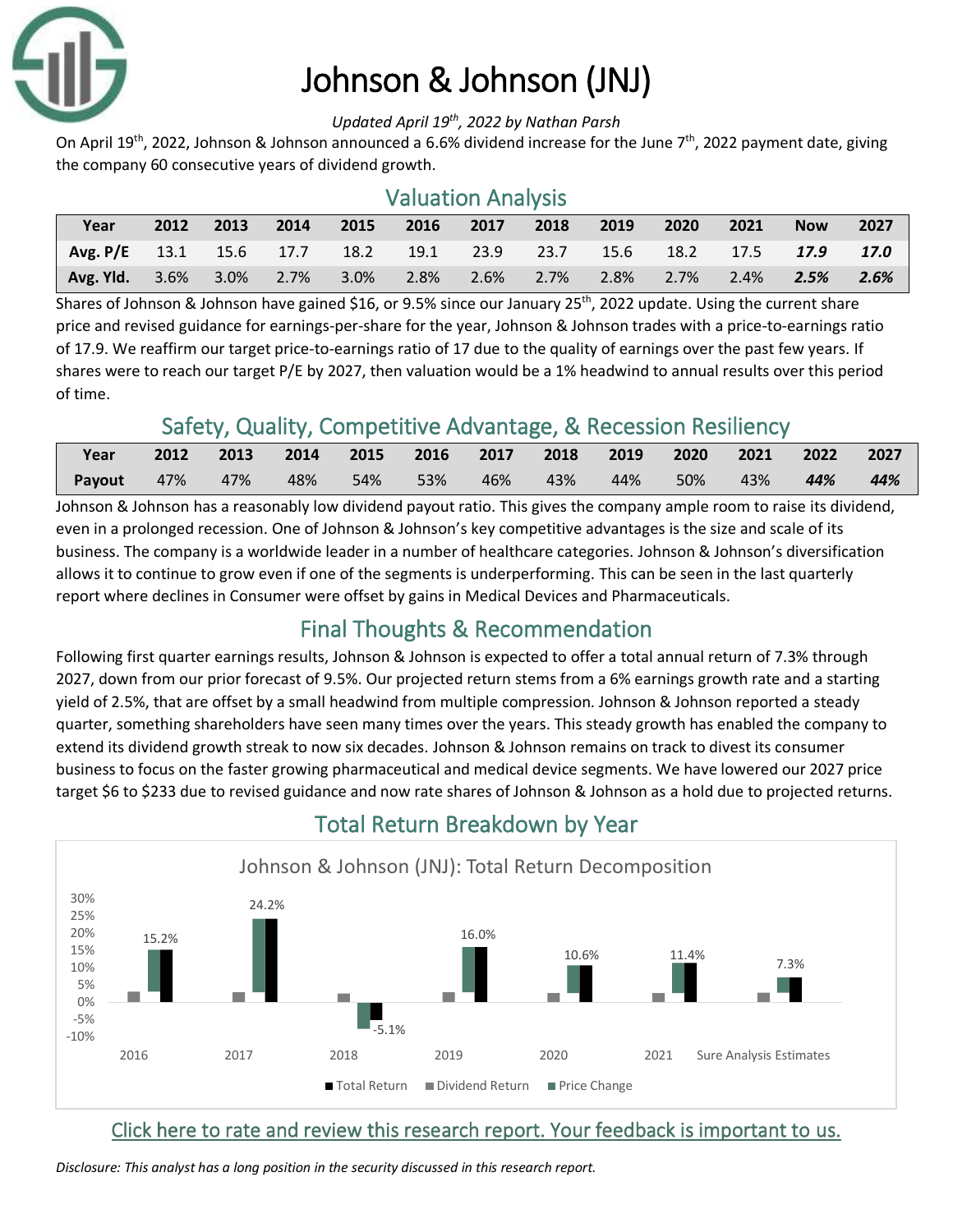# Johnson & Johnson (JNJ)

*Updated April 19th, 2022 by Nathan Parsh*

On April 19th, 2022, Johnson & Johnson announced a 6.6% dividend increase for the June 7th, 2022 payment date, giving the company 60 consecutive years of dividend growth.

## Valuation Analysis

| Year | 2012 | 2013 | 2014 | 2015 | 2016 | 2017 | 2018 | 2019 | 2020 | 2021 | Now | 2027 |
|---|---|---|---|---|---|---|---|---|---|---|---|---|
| **Avg. P/E** | 13.1 | 15.6 | 17.7 | 18.2 | 19.1 | 23.9 | 23.7 | 15.6 | 18.2 | 17.5 | ***17.9*** | ***17.0*** |
| **Avg. Yld.** | 3.6% | 3.0% | 2.7% | 3.0% | 2.8% | 2.6% | 2.7% | 2.8% | 2.7% | 2.4% | ***2.5%*** | ***2.6%*** |

Shares of Johnson & Johnson have gained $16, or 9.5% since our January 25th, 2022 update. Using the current share price and revised guidance for earnings-per-share for the year, Johnson & Johnson trades with a price-to-earnings ratio of 17.9. We reaffirm our target price-to-earnings ratio of 17 due to the quality of earnings over the past few years. If shares were to reach our target P/E by 2027, then valuation would be a 1% headwind to annual results over this period of time.

## Safety, Quality, Competitive Advantage, & Recession Resiliency

| Year | 2012 | 2013 | 2014 | 2015 | 2016 | 2017 | 2018 | 2019 | 2020 | 2021 | 2022 | 2027 |
|---|---|---|---|---|---|---|---|---|---|---|---|---|
| **Payout** | 47% | 47% | 48% | 54% | 53% | 46% | 43% | 44% | 50% | 43% | ***44%*** | ***44%*** |

Johnson & Johnson has a reasonably low dividend payout ratio. This gives the company ample room to raise its dividend, even in a prolonged recession. One of Johnson & Johnson's key competitive advantages is the size and scale of its business. The company is a worldwide leader in a number of healthcare categories. Johnson & Johnson's diversification allows it to continue to grow even if one of the segments is underperforming. This can be seen in the last quarterly report where declines in Consumer were offset by gains in Medical Devices and Pharmaceuticals.

## Final Thoughts & Recommendation

Following first quarter earnings results, Johnson & Johnson is expected to offer a total annual return of 7.3% through 2027, down from our prior forecast of 9.5%. Our projected return stems from a 6% earnings growth rate and a starting yield of 2.5%, that are offset by a small headwind from multiple compression. Johnson & Johnson reported a steady quarter, something shareholders have seen many times over the years. This steady growth has enabled the company to extend its dividend growth streak to now six decades. Johnson & Johnson remains on track to divest its consumer business to focus on the faster growing pharmaceutical and medical device segments. We have lowered our 2027 price target $6 to $233 due to revised guidance and now rate shares of Johnson & Johnson as a hold due to projected returns.

## Total Return Breakdown by Year

Johnson & Johnson (JNJ): Total Return Decomposition

| | 2016 | 2017 | 2018 | 2019 | 2020 | 2021 | Sure Analysis Estimates |
|---|---|---|---|---|---|---|---|
| Total Return | 15.2% | 24.2% | -5.1% | 16.0% | 10.6% | 11.4% | 7.3% |

[Click here to rate and review this research report. Your feedback is important to us.]

*Disclosure: This analyst has a long position in the security discussed in this research report.*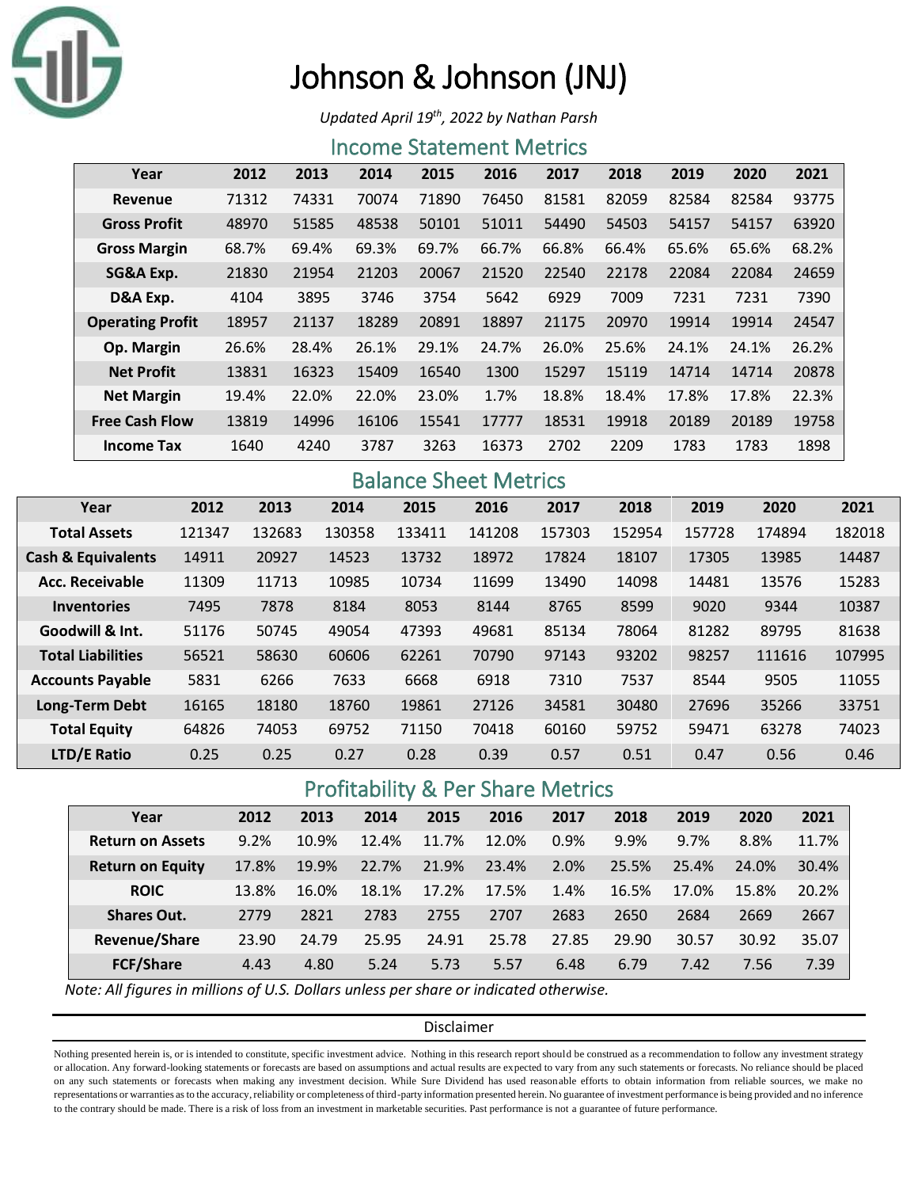# Johnson & Johnson (JNJ)

*Updated April 19th, 2022 by Nathan Parsh*

## Income Statement Metrics

| Year | 2012 | 2013 | 2014 | 2015 | 2016 | 2017 | 2018 | 2019 | 2020 | 2021 |
|---|---|---|---|---|---|---|---|---|---|---|
| Revenue | 71312 | 74331 | 70074 | 71890 | 76450 | 81581 | 82059 | 82584 | 82584 | 93775 |
| Gross Profit | 48970 | 51585 | 48538 | 50101 | 51011 | 54490 | 54503 | 54157 | 54157 | 63920 |
| Gross Margin | 68.7% | 69.4% | 69.3% | 69.7% | 66.7% | 66.8% | 66.4% | 65.6% | 65.6% | 68.2% |
| SG&A Exp. | 21830 | 21954 | 21203 | 20067 | 21520 | 22540 | 22178 | 22084 | 22084 | 24659 |
| D&A Exp. | 4104 | 3895 | 3746 | 3754 | 5642 | 6929 | 7009 | 7231 | 7231 | 7390 |
| Operating Profit | 18957 | 21137 | 18289 | 20891 | 18897 | 21175 | 20970 | 19914 | 19914 | 24547 |
| Op. Margin | 26.6% | 28.4% | 26.1% | 29.1% | 24.7% | 26.0% | 25.6% | 24.1% | 24.1% | 26.2% |
| Net Profit | 13831 | 16323 | 15409 | 16540 | 1300 | 15297 | 15119 | 14714 | 14714 | 20878 |
| Net Margin | 19.4% | 22.0% | 22.0% | 23.0% | 1.7% | 18.8% | 18.4% | 17.8% | 17.8% | 22.3% |
| Free Cash Flow | 13819 | 14996 | 16106 | 15541 | 17777 | 18531 | 19918 | 20189 | 20189 | 19758 |
| Income Tax | 1640 | 4240 | 3787 | 3263 | 16373 | 2702 | 2209 | 1783 | 1783 | 1898 |

## Balance Sheet Metrics

| Year | 2012 | 2013 | 2014 | 2015 | 2016 | 2017 | 2018 | 2019 | 2020 | 2021 |
|---|---|---|---|---|---|---|---|---|---|---|
| Total Assets | 121347 | 132683 | 130358 | 133411 | 141208 | 157303 | 152954 | 157728 | 174894 | 182018 |
| Cash & Equivalents | 14911 | 20927 | 14523 | 13732 | 18972 | 17824 | 18107 | 17305 | 13985 | 14487 |
| Acc. Receivable | 11309 | 11713 | 10985 | 10734 | 11699 | 13490 | 14098 | 14481 | 13576 | 15283 |
| Inventories | 7495 | 7878 | 8184 | 8053 | 8144 | 8765 | 8599 | 9020 | 9344 | 10387 |
| Goodwill & Int. | 51176 | 50745 | 49054 | 47393 | 49681 | 85134 | 78064 | 81282 | 89795 | 81638 |
| Total Liabilities | 56521 | 58630 | 60606 | 62261 | 70790 | 97143 | 93202 | 98257 | 111616 | 107995 |
| Accounts Payable | 5831 | 6266 | 7633 | 6668 | 6918 | 7310 | 7537 | 8544 | 9505 | 11055 |
| Long-Term Debt | 16165 | 18180 | 18760 | 19861 | 27126 | 34581 | 30480 | 27696 | 35266 | 33751 |
| Total Equity | 64826 | 74053 | 69752 | 71150 | 70418 | 60160 | 59752 | 59471 | 63278 | 74023 |
| LTD/E Ratio | 0.25 | 0.25 | 0.27 | 0.28 | 0.39 | 0.57 | 0.51 | 0.47 | 0.56 | 0.46 |

## Profitability & Per Share Metrics

| Year | 2012 | 2013 | 2014 | 2015 | 2016 | 2017 | 2018 | 2019 | 2020 | 2021 |
|---|---|---|---|---|---|---|---|---|---|---|
| Return on Assets | 9.2% | 10.9% | 12.4% | 11.7% | 12.0% | 0.9% | 9.9% | 9.7% | 8.8% | 11.7% |
| Return on Equity | 17.8% | 19.9% | 22.7% | 21.9% | 23.4% | 2.0% | 25.5% | 25.4% | 24.0% | 30.4% |
| ROIC | 13.8% | 16.0% | 18.1% | 17.2% | 17.5% | 1.4% | 16.5% | 17.0% | 15.8% | 20.2% |
| Shares Out. | 2779 | 2821 | 2783 | 2755 | 2707 | 2683 | 2650 | 2684 | 2669 | 2667 |
| Revenue/Share | 23.90 | 24.79 | 25.95 | 24.91 | 25.78 | 27.85 | 29.90 | 30.57 | 30.92 | 35.07 |
| FCF/Share | 4.43 | 4.80 | 5.24 | 5.73 | 5.57 | 6.48 | 6.79 | 7.42 | 7.56 | 7.39 |

*Note: All figures in millions of U.S. Dollars unless per share or indicated otherwise.*

## Disclaimer

Nothing presented herein is, or is intended to constitute, specific investment advice. Nothing in this research report should be construed as a recommendation to follow any investment strategy or allocation. Any forward-looking statements or forecasts are based on assumptions and actual results are expected to vary from any such statements or forecasts. No reliance should be placed on any such statements or forecasts when making any investment decision. While Sure Dividend has used reasonable efforts to obtain information from reliable sources, we make no representations or warranties as to the accuracy, reliability or completeness of third-party information presented herein. No guarantee of investment performance is being provided and no inference to the contrary should be made. There is a risk of loss from an investment in marketable securities. Past performance is not a guarantee of future performance.